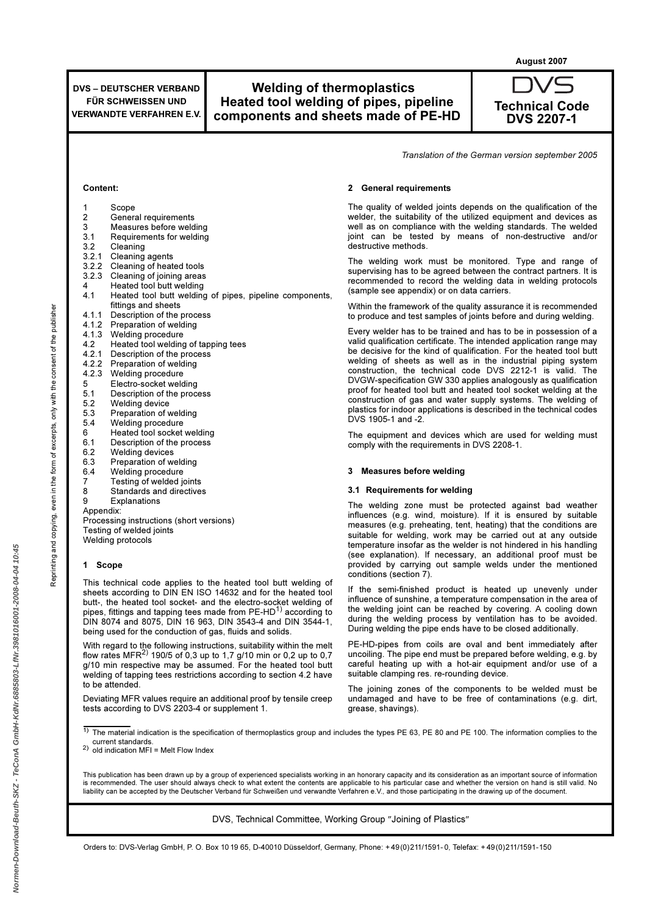August 2007

| DVS – DEUTSCHER VERBAND FÜR SCHWEISSEN UND VERWANDTE VERFAHREN E.V. | Welding of thermoplastics Heated tool welding of pipes, pipeline components and sheets made of PE-HD | DVS Technical Code DVS 2207-1 |
|---|---|---|

*Translation of the German version september 2005*

**Content:**

1 Scope
2 General requirements
3 Measures before welding
3.1 Requirements for welding
3.2 Cleaning
3.2.1 Cleaning agents
3.2.2 Cleaning of heated tools
3.2.3 Cleaning of joining areas
4 Heated tool butt welding
4.1 Heated tool butt welding of pipes, pipeline components, fittings and sheets
4.1.1 Description of the process
4.1.2 Preparation of welding
4.1.3 Welding procedure
4.2 Heated tool welding of tapping tees
4.2.1 Description of the process
4.2.2 Preparation of welding
4.2.3 Welding procedure
5 Electro-socket welding
5.1 Description of the process
5.2 Welding device
5.3 Preparation of welding
5.4 Welding procedure
6 Heated tool socket welding
6.1 Description of the process
6.2 Welding devices
6.3 Preparation of welding
6.4 Welding procedure
7 Testing of welded joints
8 Standards and directives
9 Explanations
Appendix:
Processing instructions (short versions)
Testing of welded joints
Welding protocols

## 1 Scope

This technical code applies to the heated tool butt welding of sheets according to DIN EN ISO 14632 and for the heated tool butt-, the heated tool socket- and the electro-socket welding of pipes, fittings and tapping tees made from PE-HD[1] according to DIN 8074 and 8075, DIN 16 963, DIN 3543-4 and DIN 3544-1, being used for the conduction of gas, fluids and solids.

With regard to the following instructions, suitability within the melt flow rates MFR[2] 190/5 of 0,3 up to 1,7 g/10 min or 0,2 up to 0,7 g/10 min respective may be assumed. For the heated tool butt welding of tapping tees restrictions according to section 4.2 have to be attended.

Deviating MFR values require an additional proof by tensile creep tests according to DVS 2203-4 or supplement 1.

## 2 General requirements

The quality of welded joints depends on the qualification of the welder, the suitability of the utilized equipment and devices as well as on compliance with the welding standards. The welded joint can be tested by means of non-destructive and/or destructive methods.

The welding work must be monitored. Type and range of supervising has to be agreed between the contract partners. It is recommended to record the welding data in welding protocols (sample see appendix) or on data carriers.

Within the framework of the quality assurance it is recommended to produce and test samples of joints before and during welding.

Every welder has to be trained and has to be in possession of a valid qualification certificate. The intended application range may be decisive for the kind of qualification. For the heated tool butt welding of sheets as well as in the industrial piping system construction, the technical code DVS 2212-1 is valid. The DVGW-specification GW 330 applies analogously as qualification proof for heated tool butt and heated tool socket welding at the construction of gas and water supply systems. The welding of plastics for indoor applications is described in the technical codes DVS 1905-1 and -2.

The equipment and devices which are used for welding must comply with the requirements in DVS 2208-1.

## 3 Measures before welding

### 3.1 Requirements for welding

The welding zone must be protected against bad weather influences (e.g. wind, moisture). If it is ensured by suitable measures (e.g. preheating, tent, heating) that the conditions are suitable for welding, work may be carried out at any outside temperature insofar as the welder is not hindered in his handling (see explanation). If necessary, an additional proof must be provided by carrying out sample welds under the mentioned conditions (section 7).

If the semi-finished product is heated up unevenly under influence of sunshine, a temperature compensation in the area of the welding joint can be reached by covering. A cooling down during the welding process by ventilation has to be avoided. During welding the pipe ends have to be closed additionally.

PE-HD-pipes from coils are oval and bent immediately after uncoiling. The pipe end must be prepared before welding, e.g. by careful heating up with a hot-air equipment and/or use of a suitable clamping res. re-rounding device.

The joining zones of the components to be welded must be undamaged and have to be free of contaminations (e.g. dirt, grease, shavings).

[1] The material indication is the specification of thermoplastics group and includes the types PE 63, PE 80 and PE 100. The information complies to the current standards.
[2] old indication MFI = Melt Flow Index

This publication has been drawn up by a group of experienced specialists working in an honorary capacity and its consideration as an important source of information is recommended. The user should always check to what extent the contents are applicable to his particular case and whether the version on hand is still valid. No liability can be accepted by the Deutscher Verband für Schweißen und verwandte Verfahren e.V., and those participating in the drawing up of the document.

DVS, Technical Committee, Working Group "Joining of Plastics"

Orders to: DVS-Verlag GmbH, P. O. Box 10 19 65, D-40010 Düsseldorf, Germany, Phone: +49(0)211/1591-0, Telefax: +49(0)211/1591-150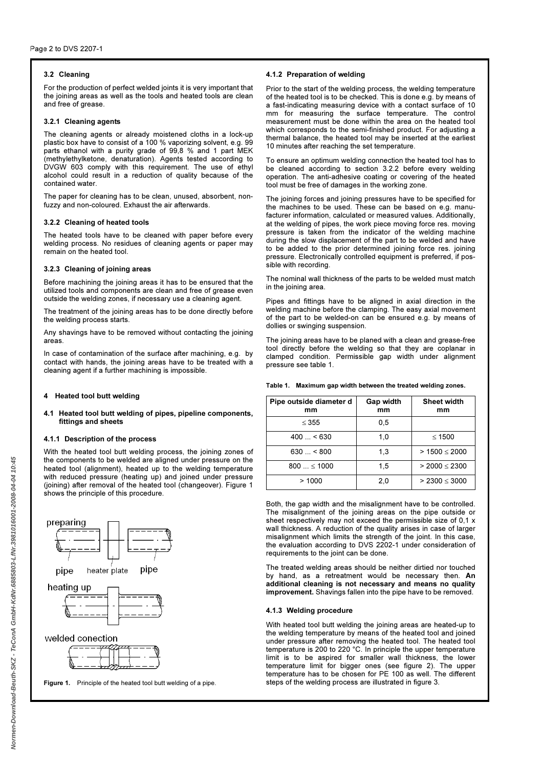### 3.2 Cleaning

For the production of perfect welded joints it is very important that the joining areas as well as the tools and heated tools are clean and free of grease.

#### 3.2.1 Cleaning agents

The cleaning agents or already moistened cloths in a lock-up plastic box have to consist of a 100 % vaporizing solvent, e.g. 99 parts ethanol with a purity grade of 99,8 % and 1 part MEK (methylethylketone, denaturation). Agents tested according to DVGW 603 comply with this requirement. The use of ethyl alcohol could result in a reduction of quality because of the contained water.

The paper for cleaning has to be clean, unused, absorbent, non-fuzzy and non-coloured. Exhaust the air afterwards.

#### 3.2.2 Cleaning of heated tools

The heated tools have to be cleaned with paper before every welding process. No residues of cleaning agents or paper may remain on the heated tool.

#### 3.2.3 Cleaning of joining areas

Before machining the joining areas it has to be ensured that the utilized tools and components are clean and free of grease even outside the welding zones, if necessary use a cleaning agent.

The treatment of the joining areas has to be done directly before the welding process starts.

Any shavings have to be removed without contacting the joining areas.

In case of contamination of the surface after machining, e.g. by contact with hands, the joining areas have to be treated with a cleaning agent if a further machining is impossible.

## 4 Heated tool butt welding

### 4.1 Heated tool butt welding of pipes, pipeline components, fittings and sheets

#### 4.1.1 Description of the process

With the heated tool butt welding process, the joining zones of the components to be welded are aligned under pressure on the heated tool (alignment), heated up to the welding temperature with reduced pressure (heating up) and joined under pressure (joining) after removal of the heated tool (changeover). Figure 1 shows the principle of this procedure.

preparing

pipe heater plate pipe

heating up

welded conection

**Figure 1.** Principle of the heated tool butt welding of a pipe.

#### 4.1.2 Preparation of welding

Prior to the start of the welding process, the welding temperature of the heated tool is to be checked. This is done e.g. by means of a fast-indicating measuring device with a contact surface of 10 mm for measuring the surface temperature. The control measurement must be done within the area on the heated tool which corresponds to the semi-finished product. For adjusting a thermal balance, the heated tool may be inserted at the earliest 10 minutes after reaching the set temperature.

To ensure an optimum welding connection the heated tool has to be cleaned according to section 3.2.2 before every welding operation. The anti-adhesive coating or covering of the heated tool must be free of damages in the working zone.

The joining forces and joining pressures have to be specified for the machines to be used. These can be based on e.g. manufacturer information, calculated or measured values. Additionally, at the welding of pipes, the work piece moving force res. moving pressure is taken from the indicator of the welding machine during the slow displacement of the part to be welded and have to be added to the prior determined joining force res. joining pressure. Electronically controlled equipment is preferred, if possible with recording.

The nominal wall thickness of the parts to be welded must match in the joining area.

Pipes and fittings have to be aligned in axial direction in the welding machine before the clamping. The easy axial movement of the part to be welded-on can be ensured e.g. by means of dollies or swinging suspension.

The joining areas have to be planed with a clean and grease-free tool directly before the welding so that they are coplanar in clamped condition. Permissible gap width under alignment pressure see table 1.

**Table 1.** Maximum gap width between the treated welding zones.

| Pipe outside diameter d mm | Gap width mm | Sheet width mm |
|---|---|---|
| ≤ 355 | 0,5 | |
| 400 ... < 630 | 1,0 | ≤ 1500 |
| 630 ... < 800 | 1,3 | > 1500 ≤ 2000 |
| 800 ... ≤ 1000 | 1,5 | > 2000 ≤ 2300 |
| > 1000 | 2,0 | > 2300 ≤ 3000 |

Both, the gap width and the misalignment have to be controlled. The misalignment of the joining areas on the pipe outside or sheet respectively may not exceed the permissible size of 0,1 x wall thickness. A reduction of the quality arises in case of larger misalignment which limits the strength of the joint. In this case, the evaluation according to DVS 2202-1 under consideration of requirements to the joint can be done.

The treated welding areas should be neither dirtied nor touched by hand, as a retreatment would be necessary then. **An additional cleaning is not necessary and means no quality improvement.** Shavings fallen into the pipe have to be removed.

#### 4.1.3 Welding procedure

With heated tool butt welding the joining areas are heated-up to the welding temperature by means of the heated tool and joined under pressure after removing the heated tool. The heated tool temperature is 200 to 220 °C. In principle the upper temperature limit is to be aspired for smaller wall thickness, the lower temperature limit for bigger ones (see figure 2). The upper temperature has to be chosen for PE 100 as well. The different steps of the welding process are illustrated in figure 3.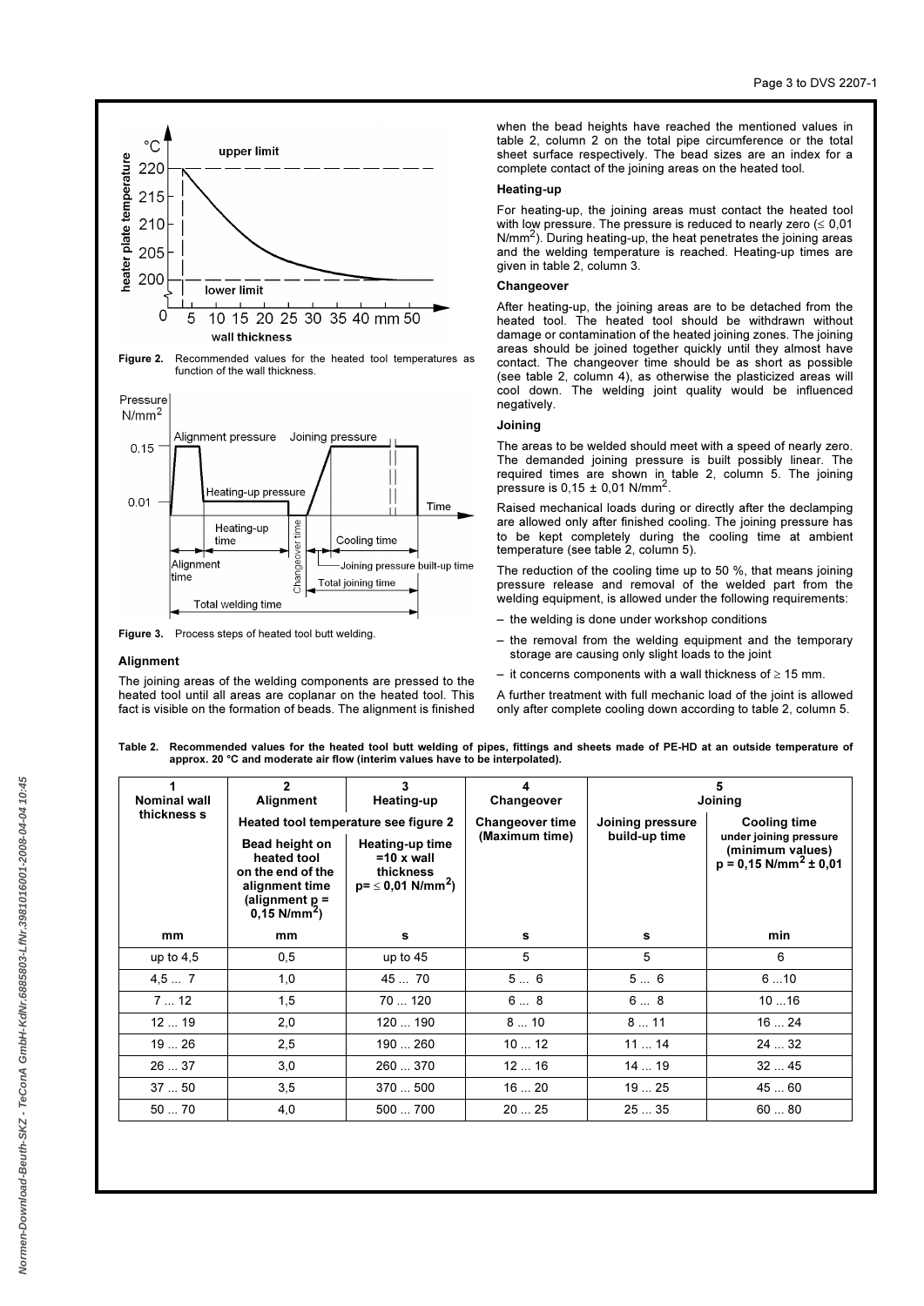Figure 2. Recommended values for the heated tool temperatures as function of the wall thickness.

Figure 3. Process steps of heated tool butt welding.

### Alignment

The joining areas of the welding components are pressed to the heated tool until all areas are coplanar on the heated tool. This fact is visible on the formation of beads. The alignment is finished when the bead heights have reached the mentioned values in table 2, column 2 on the total pipe circumference or the total sheet surface respectively. The bead sizes are an index for a complete contact of the joining areas on the heated tool.

### Heating-up

For heating-up, the joining areas must contact the heated tool with low pressure. The pressure is reduced to nearly zero (≤ 0,01 N/mm$^2$). During heating-up, the heat penetrates the joining areas and the welding temperature is reached. Heating-up times are given in table 2, column 3.

### Changeover

After heating-up, the joining areas are to be detached from the heated tool. The heated tool should be withdrawn without damage or contamination of the heated joining zones. The joining areas should be joined together quickly until they almost have contact. The changeover time should be as short as possible (see table 2, column 4), as otherwise the plasticized areas will cool down. The welding joint quality would be influenced negatively.

### Joining

The areas to be welded should meet with a speed of nearly zero. The demanded joining pressure is built possibly linear. The required times are shown in table 2, column 5. The joining pressure is 0,15 ± 0,01 N/mm$^2$.

Raised mechanical loads during or directly after the declamping are allowed only after finished cooling. The joining pressure has to be kept completely during the cooling time at ambient temperature (see table 2, column 5).

The reduction of the cooling time up to 50 %, that means joining pressure release and removal of the welded part from the welding equipment, is allowed under the following requirements:

- the welding is done under workshop conditions
- the removal from the welding equipment and the temporary storage are causing only slight loads to the joint
- it concerns components with a wall thickness of ≥ 15 mm.

A further treatment with full mechanic load of the joint is allowed only after complete cooling down according to table 2, column 5.

**Table 2. Recommended values for the heated tool butt welding of pipes, fittings and sheets made of PE-HD at an outside temperature of approx. 20 °C and moderate air flow (interim values have to be interpolated).**

| 1<br>Nominal wall thickness s | 2<br>Alignment | 3<br>Heating-up | 4<br>Changeover | 5<br>Joining | |
|---|---|---|---|---|---|
| | Heated tool temperature see figure 2 | | Changeover time (Maximum time) | Joining pressure build-up time | Cooling time under joining pressure (minimum values) p = 0,15 N/mm$^2$ ± 0,01 |
| | Bead height on heated tool on the end of the alignment time (alignment p = 0,15 N/mm$^2$) | Heating-up time =10 x wall thickness p= ≤ 0,01 N/mm$^2$) | | | |
| mm | mm | s | s | s | min |
| up to 4,5 | 0,5 | up to 45 | 5 | 5 | 6 |
| 4,5 ... 7 | 1,0 | 45 ... 70 | 5 ... 6 | 5 ... 6 | 6 ...10 |
| 7 ... 12 | 1,5 | 70 ... 120 | 6 ... 8 | 6 ... 8 | 10 ...16 |
| 12 ... 19 | 2,0 | 120 ... 190 | 8 ... 10 | 8 ... 11 | 16 ... 24 |
| 19 ... 26 | 2,5 | 190 ... 260 | 10 ... 12 | 11 ... 14 | 24 ... 32 |
| 26 ... 37 | 3,0 | 260 ... 370 | 12 ... 16 | 14 ... 19 | 32 ... 45 |
| 37 ... 50 | 3,5 | 370 ... 500 | 16 ... 20 | 19 ... 25 | 45 ... 60 |
| 50 ... 70 | 4,0 | 500 ... 700 | 20 ... 25 | 25 ... 35 | 60 ... 80 |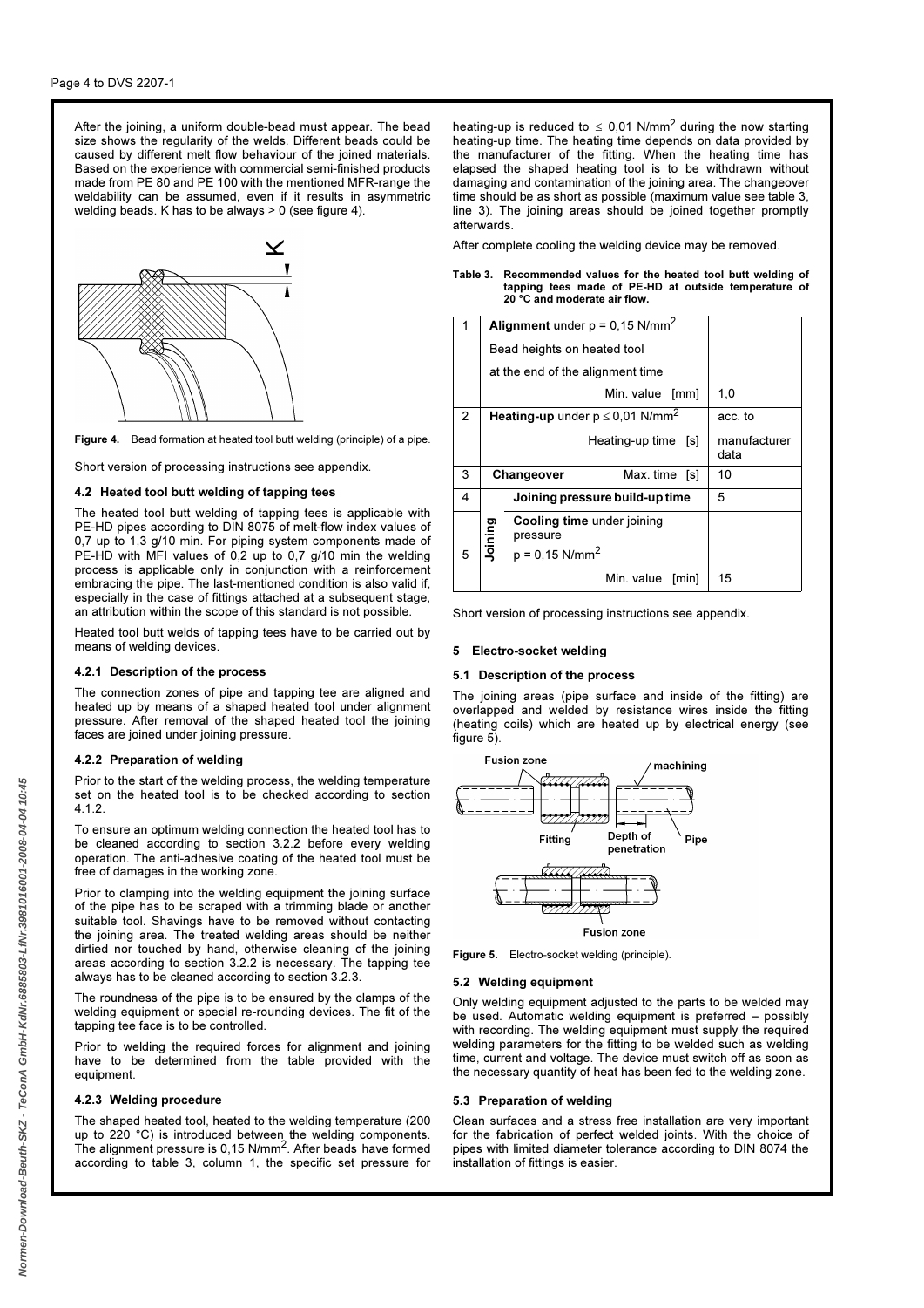After the joining, a uniform double-bead must appear. The bead size shows the regularity of the welds. Different beads could be caused by different melt flow behaviour of the joined materials. Based on the experience with commercial semi-finished products made from PE 80 and PE 100 with the mentioned MFR-range the weldability can be assumed, even if it results in asymmetric welding beads. K has to be always > 0 (see figure 4).

**Figure 4.** Bead formation at heated tool butt welding (principle) of a pipe.

Short version of processing instructions see appendix.

### 4.2 Heated tool butt welding of tapping tees

The heated tool butt welding of tapping tees is applicable with PE-HD pipes according to DIN 8075 of melt-flow index values of 0,7 up to 1,3 g/10 min. For piping system components made of PE-HD with MFI values of 0,2 up to 0,7 g/10 min the welding process is applicable only in conjunction with a reinforcement embracing the pipe. The last-mentioned condition is also valid if, especially in the case of fittings attached at a subsequent stage, an attribution within the scope of this standard is not possible.

Heated tool butt welds of tapping tees have to be carried out by means of welding devices.

#### 4.2.1 Description of the process

The connection zones of pipe and tapping tee are aligned and heated up by means of a shaped heated tool under alignment pressure. After removal of the shaped heated tool the joining faces are joined under joining pressure.

#### 4.2.2 Preparation of welding

Prior to the start of the welding process, the welding temperature set on the heated tool is to be checked according to section 4.1.2.

To ensure an optimum welding connection the heated tool has to be cleaned according to section 3.2.2 before every welding operation. The anti-adhesive coating of the heated tool must be free of damages in the working zone.

Prior to clamping into the welding equipment the joining surface of the pipe has to be scraped with a trimming blade or another suitable tool. Shavings have to be removed without contacting the joining area. The treated welding areas should be neither dirtied nor touched by hand, otherwise cleaning of the joining areas according to section 3.2.2 is necessary. The tapping tee always has to be cleaned according to section 3.2.3.

The roundness of the pipe is to be ensured by the clamps of the welding equipment or special re-rounding devices. The fit of the tapping tee face is to be controlled.

Prior to welding the required forces for alignment and joining have to be determined from the table provided with the equipment.

#### 4.2.3 Welding procedure

The shaped heated tool, heated to the welding temperature (200 up to 220 °C) is introduced between the welding components. The alignment pressure is 0,15 N/mm$^2$. After beads have formed according to table 3, column 1, the specific set pressure for heating-up is reduced to $\leq$ 0,01 N/mm$^2$ during the now starting heating-up time. The heating time depends on data provided by the manufacturer of the fitting. When the heating time has elapsed the shaped heating tool is to be withdrawn without damaging and contamination of the joining area. The changeover time should be as short as possible (maximum value see table 3, line 3). The joining areas should be joined together promptly afterwards.

After complete cooling the welding device may be removed.

**Table 3.** Recommended values for the heated tool butt welding of tapping tees made of PE-HD at outside temperature of 20 °C and moderate air flow.

| | | | |
|---|---|---|---|
| 1 | **Alignment** under p = 0,15 N/mm$^2$<br>Bead heights on heated tool<br>at the end of the alignment time | Min. value [mm] | 1,0 |
| 2 | **Heating-up** under p $\leq$ 0,01 N/mm$^2$ | Heating-up time [s] | acc. to manufacturer data |
| 3 | **Changeover** | Max. time [s] | 10 |
| 4 | Joining: **Joining pressure build-up time** | | 5 |
| 5 | Joining: **Cooling time** under joining pressure<br>p = 0,15 N/mm$^2$ | Min. value [min] | 15 |

Short version of processing instructions see appendix.

## 5 Electro-socket welding

### 5.1 Description of the process

The joining areas (pipe surface and inside of the fitting) are overlapped and welded by resistance wires inside the fitting (heating coils) which are heated up by electrical energy (see figure 5).

**Figure 5.** Electro-socket welding (principle).

### 5.2 Welding equipment

Only welding equipment adjusted to the parts to be welded may be used. Automatic welding equipment is preferred – possibly with recording. The welding equipment must supply the required welding parameters for the fitting to be welded such as welding time, current and voltage. The device must switch off as soon as the necessary quantity of heat has been fed to the welding zone.

### 5.3 Preparation of welding

Clean surfaces and a stress free installation are very important for the fabrication of perfect welded joints. With the choice of pipes with limited diameter tolerance according to DIN 8074 the installation of fittings is easier.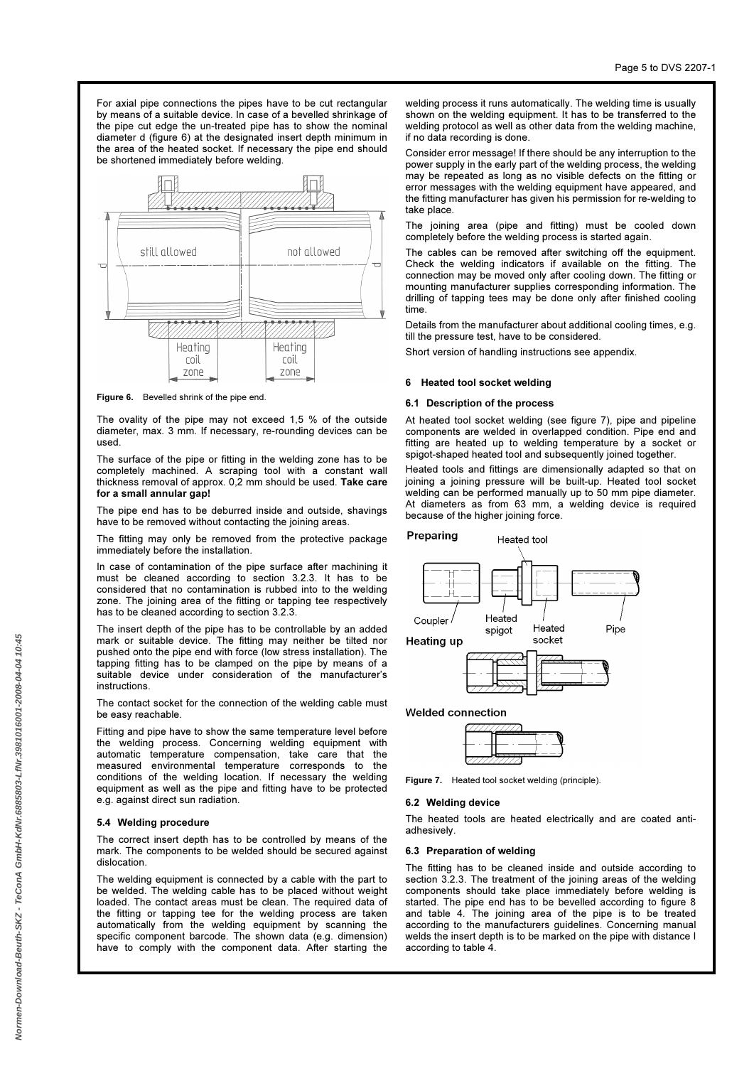For axial pipe connections the pipes have to be cut rectangular by means of a suitable device. In case of a bevelled shrinkage of the pipe cut edge the un-treated pipe has to show the nominal diameter d (figure 6) at the designated insert depth minimum in the area of the heated socket. If necessary the pipe end should be shortened immediately before welding.

**Figure 6.** Bevelled shrink of the pipe end.

The ovality of the pipe may not exceed 1,5 % of the outside diameter, max. 3 mm. If necessary, re-rounding devices can be used.

The surface of the pipe or fitting in the welding zone has to be completely machined. A scraping tool with a constant wall thickness removal of approx. 0,2 mm should be used. **Take care for a small annular gap!**

The pipe end has to be deburred inside and outside, shavings have to be removed without contacting the joining areas.

The fitting may only be removed from the protective package immediately before the installation.

In case of contamination of the pipe surface after machining it must be cleaned according to section 3.2.3. It has to be considered that no contamination is rubbed into to the welding zone. The joining area of the fitting or tapping tee respectively has to be cleaned according to section 3.2.3.

The insert depth of the pipe has to be controllable by an added mark or suitable device. The fitting may neither be tilted nor pushed onto the pipe end with force (low stress installation). The tapping fitting has to be clamped on the pipe by means of a suitable device under consideration of the manufacturer's instructions.

The contact socket for the connection of the welding cable must be easy reachable.

Fitting and pipe have to show the same temperature level before the welding process. Concerning welding equipment with automatic temperature compensation, take care that the measured environmental temperature corresponds to the conditions of the welding location. If necessary the welding equipment as well as the pipe and fitting have to be protected e.g. against direct sun radiation.

### 5.4 Welding procedure

The correct insert depth has to be controlled by means of the mark. The components to be welded should be secured against dislocation.

The welding equipment is connected by a cable with the part to be welded. The welding cable has to be placed without weight loaded. The contact areas must be clean. The required data of the fitting or tapping tee for the welding process are taken automatically from the welding equipment by scanning the specific component barcode. The shown data (e.g. dimension) have to comply with the component data. After starting the welding process it runs automatically. The welding time is usually shown on the welding equipment. It has to be transferred to the welding protocol as well as other data from the welding machine, if no data recording is done.

Consider error message! If there should be any interruption to the power supply in the early part of the welding process, the welding may be repeated as long as no visible defects on the fitting or error messages with the welding equipment have appeared, and the fitting manufacturer has given his permission for re-welding to take place.

The joining area (pipe and fitting) must be cooled down completely before the welding process is started again.

The cables can be removed after switching off the equipment. Check the welding indicators if available on the fitting. The connection may be moved only after cooling down. The fitting or mounting manufacturer supplies corresponding information. The drilling of tapping tees may be done only after finished cooling time.

Details from the manufacturer about additional cooling times, e.g. till the pressure test, have to be considered.

Short version of handling instructions see appendix.

## 6 Heated tool socket welding

### 6.1 Description of the process

At heated tool socket welding (see figure 7), pipe and pipeline components are welded in overlapped condition. Pipe end and fitting are heated up to welding temperature by a socket or spigot-shaped heated tool and subsequently joined together.

Heated tools and fittings are dimensionally adapted so that on joining a joining pressure will be built-up. Heated tool socket welding can be performed manually up to 50 mm pipe diameter. At diameters as from 63 mm, a welding device is required because of the higher joining force.

**Figure 7.** Heated tool socket welding (principle).

### 6.2 Welding device

The heated tools are heated electrically and are coated anti-adhesively.

### 6.3 Preparation of welding

The fitting has to be cleaned inside and outside according to section 3.2.3. The treatment of the joining areas of the welding components should take place immediately before welding is started. The pipe end has to be bevelled according to figure 8 and table 4. The joining area of the pipe is to be treated according to the manufacturers guidelines. Concerning manual welds the insert depth is to be marked on the pipe with distance l according to table 4.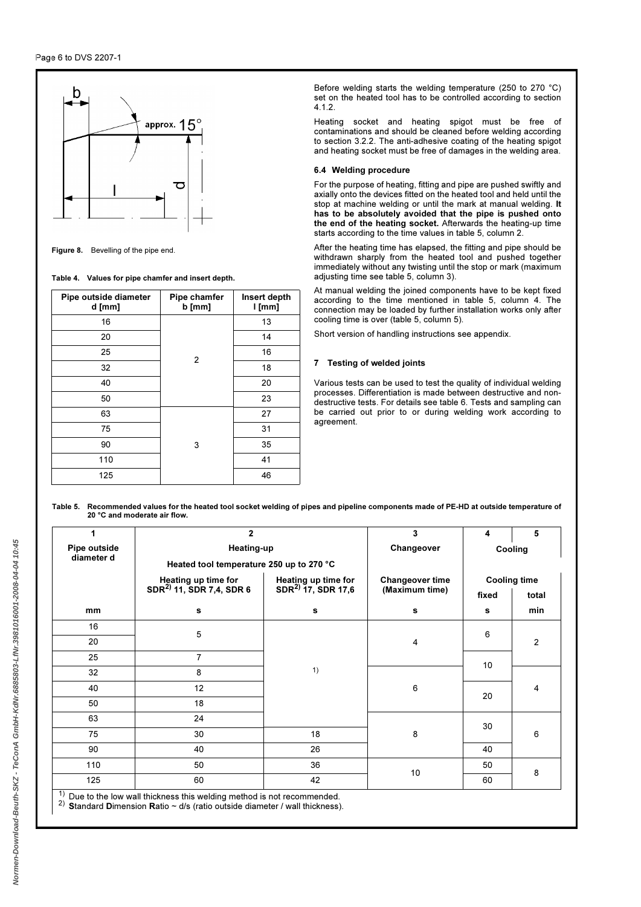Figure 8. Bevelling of the pipe end.

Table 4. Values for pipe chamfer and insert depth.

| Pipe outside diameter d [mm] | Pipe chamfer b [mm] | Insert depth l [mm] |
|---|---|---|
| 16 | 2 | 13 |
| 20 | | 14 |
| 25 | | 16 |
| 32 | | 18 |
| 40 | | 20 |
| 50 | | 23 |
| 63 | 3 | 27 |
| 75 | | 31 |
| 90 | | 35 |
| 110 | | 41 |
| 125 | | 46 |

Before welding starts the welding temperature (250 to 270 °C) set on the heated tool has to be controlled according to section 4.1.2.

Heating socket and heating spigot must be free of contaminations and should be cleaned before welding according to section 3.2.2. The anti-adhesive coating of the heating spigot and heating socket must be free of damages in the welding area.

### 6.4 Welding procedure

For the purpose of heating, fitting and pipe are pushed swiftly and axially onto the devices fitted on the heated tool and held until the stop at machine welding or until the mark at manual welding. **It has to be absolutely avoided that the pipe is pushed onto the end of the heating socket.** Afterwards the heating-up time starts according to the time values in table 5, column 2.

After the heating time has elapsed, the fitting and pipe should be withdrawn sharply from the heated tool and pushed together immediately without any twisting until the stop or mark (maximum adjusting time see table 5, column 3).

At manual welding the joined components have to be kept fixed according to the time mentioned in table 5, column 4. The connection may be loaded by further installation works only after cooling time is over (table 5, column 5).

Short version of handling instructions see appendix.

## 7 Testing of welded joints

Various tests can be used to test the quality of individual welding processes. Differentiation is made between destructive and non-destructive tests. For details see table 6. Tests and sampling can be carried out prior to or during welding work according to agreement.

Table 5. Recommended values for the heated tool socket welding of pipes and pipeline components made of PE-HD at outside temperature of 20 °C and moderate air flow.

| 1 | 2 | | 3 | 4 | 5 |
|---|---|---|---|---|---|
| Pipe outside diameter d | Heating-up | | Changeover | Cooling | |
| | Heated tool temperature 250 up to 270 °C | | | | |
| | Heating up time for SDR[2] 11, SDR 7,4, SDR 6 | Heating up time for SDR[2] 17, SDR 17,6 | Changeover time (Maximum time) | Cooling time fixed | Cooling time total |
| mm | s | s | s | s | min |
| 16 | 5 | 1) | 4 | 6 | 2 |
| 20 | | | | | |
| 25 | 7 | | | 10 | |
| 32 | 8 | | 6 | | 4 |
| 40 | 12 | | | 20 | |
| 50 | 18 | | | | |
| 63 | 24 | | 8 | 30 | 6 |
| 75 | 30 | 18 | | | |
| 90 | 40 | 26 | | 40 | |
| 110 | 50 | 36 | 10 | 50 | 8 |
| 125 | 60 | 42 | | 60 | |

[1] Due to the low wall thickness this welding method is not recommended.
[2] **S**tandard **D**imension **R**atio ~ d/s (ratio outside diameter / wall thickness).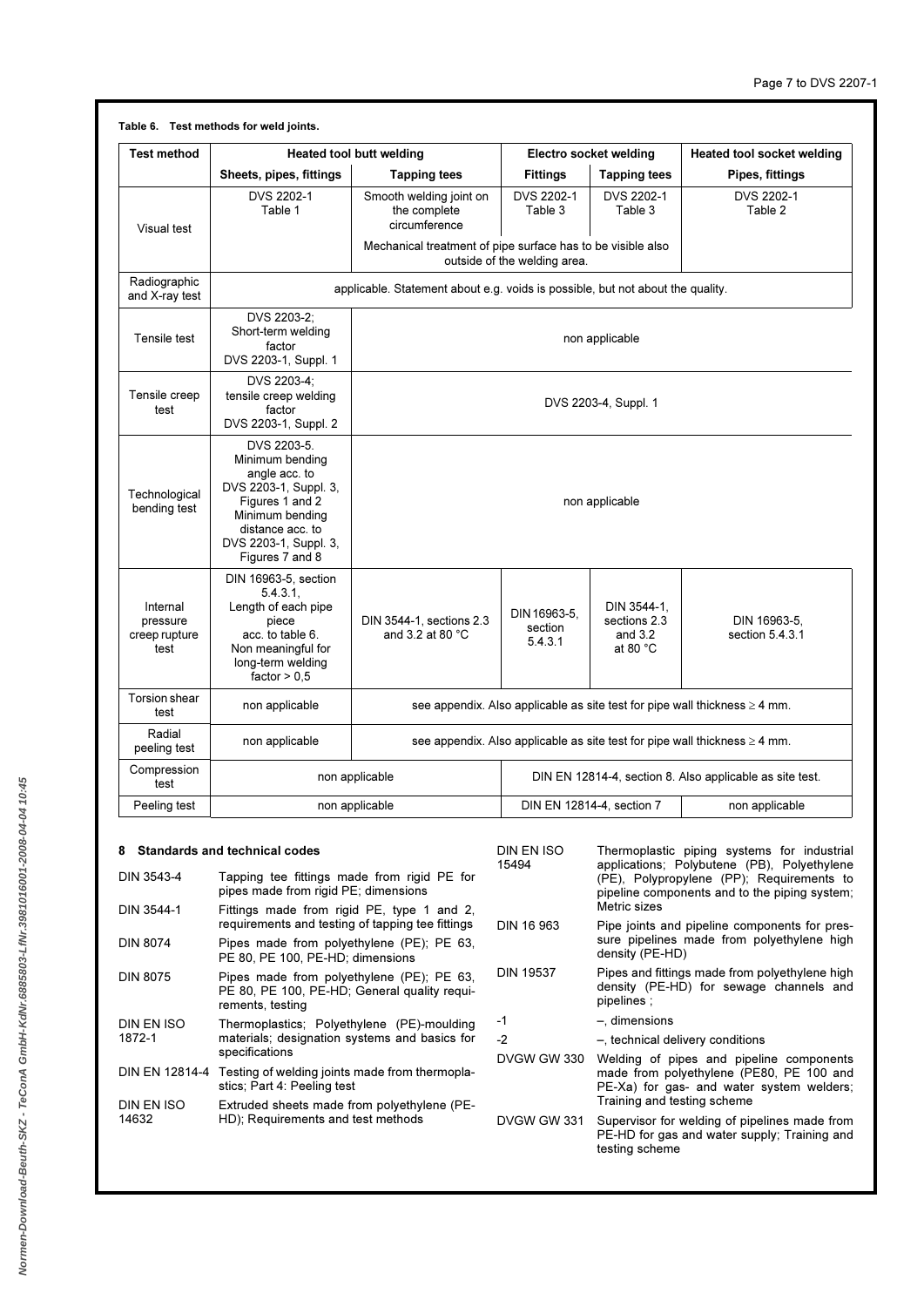**Table 6. Test methods for weld joints.**

| Test method | Heated tool butt welding | | Electro socket welding | | Heated tool socket welding |
|---|---|---|---|---|---|
| | Sheets, pipes, fittings | Tapping tees | Fittings | Tapping tees | Pipes, fittings |
| Visual test | DVS 2202-1 Table 1 | Smooth welding joint on the complete circumference | DVS 2202-1 Table 3 | DVS 2202-1 Table 3 | DVS 2202-1 Table 2 |
| | | Mechanical treatment of pipe surface has to be visible also outside of the welding area. | | | |
| Radiographic and X-ray test | applicable. Statement about e.g. voids is possible, but not about the quality. | | | | |
| Tensile test | DVS 2203-2; Short-term welding factor DVS 2203-1, Suppl. 1 | non applicable | | | |
| Tensile creep test | DVS 2203-4; tensile creep welding factor DVS 2203-1, Suppl. 2 | DVS 2203-4, Suppl. 1 | | | |
| Technological bending test | DVS 2203-5. Minimum bending angle acc. to DVS 2203-1, Suppl. 3, Figures 1 and 2 Minimum bending distance acc. to DVS 2203-1, Suppl. 3, Figures 7 and 8 | non applicable | | | |
| Internal pressure creep rupture test | DIN 16963-5, section 5.4.3.1, Length of each pipe piece acc. to table 6. Non meaningful for long-term welding factor > 0,5 | DIN 3544-1, sections 2.3 and 3.2 at 80 °C | DIN 16963-5, section 5.4.3.1 | DIN 3544-1, sections 2.3 and 3.2 at 80 °C | DIN 16963-5, section 5.4.3.1 |
| Torsion shear test | non applicable | see appendix. Also applicable as site test for pipe wall thickness ≥ 4 mm. | | | |
| Radial peeling test | non applicable | see appendix. Also applicable as site test for pipe wall thickness ≥ 4 mm. | | | |
| Compression test | non applicable | | DIN EN 12814-4, section 8. Also applicable as site test. | | |
| Peeling test | non applicable | | DIN EN 12814-4, section 7 | | non applicable |

## 8 Standards and technical codes

| | |
|---|---|
| DIN 3543-4 | Tapping tee fittings made from rigid PE for pipes made from rigid PE; dimensions |
| DIN 3544-1 | Fittings made from rigid PE, type 1 and 2, requirements and testing of tapping tee fittings |
| DIN 8074 | Pipes made from polyethylene (PE); PE 63, PE 80, PE 100, PE-HD; dimensions |
| DIN 8075 | Pipes made from polyethylene (PE); PE 63, PE 80, PE 100, PE-HD; General quality requirements, testing |
| DIN EN ISO 1872-1 | Thermoplastics; Polyethylene (PE)-moulding materials; designation systems and basics for specifications |
| DIN EN 12814-4 | Testing of welding joints made from thermoplastics; Part 4: Peeling test |
| DIN EN ISO 14632 | Extruded sheets made from polyethylene (PE-HD); Requirements and test methods |
| DIN EN ISO 15494 | Thermoplastic piping systems for industrial applications; Polybutene (PB), Polyethylene (PE), Polypropylene (PP); Requirements to pipeline components and to the piping system; Metric sizes |
| DIN 16 963 | Pipe joints and pipeline components for pressure pipelines made from polyethylene high density (PE-HD) |
| DIN 19537 | Pipes and fittings made from polyethylene high density (PE-HD) for sewage channels and pipelines ; |
| -1 | –, dimensions |
| -2 | –, technical delivery conditions |
| DVGW GW 330 | Welding of pipes and pipeline components made from polyethylene (PE80, PE 100 and PE-Xa) for gas- and water system welders; Training and testing scheme |
| DVGW GW 331 | Supervisor for welding of pipelines made from PE-HD for gas and water supply; Training and testing scheme |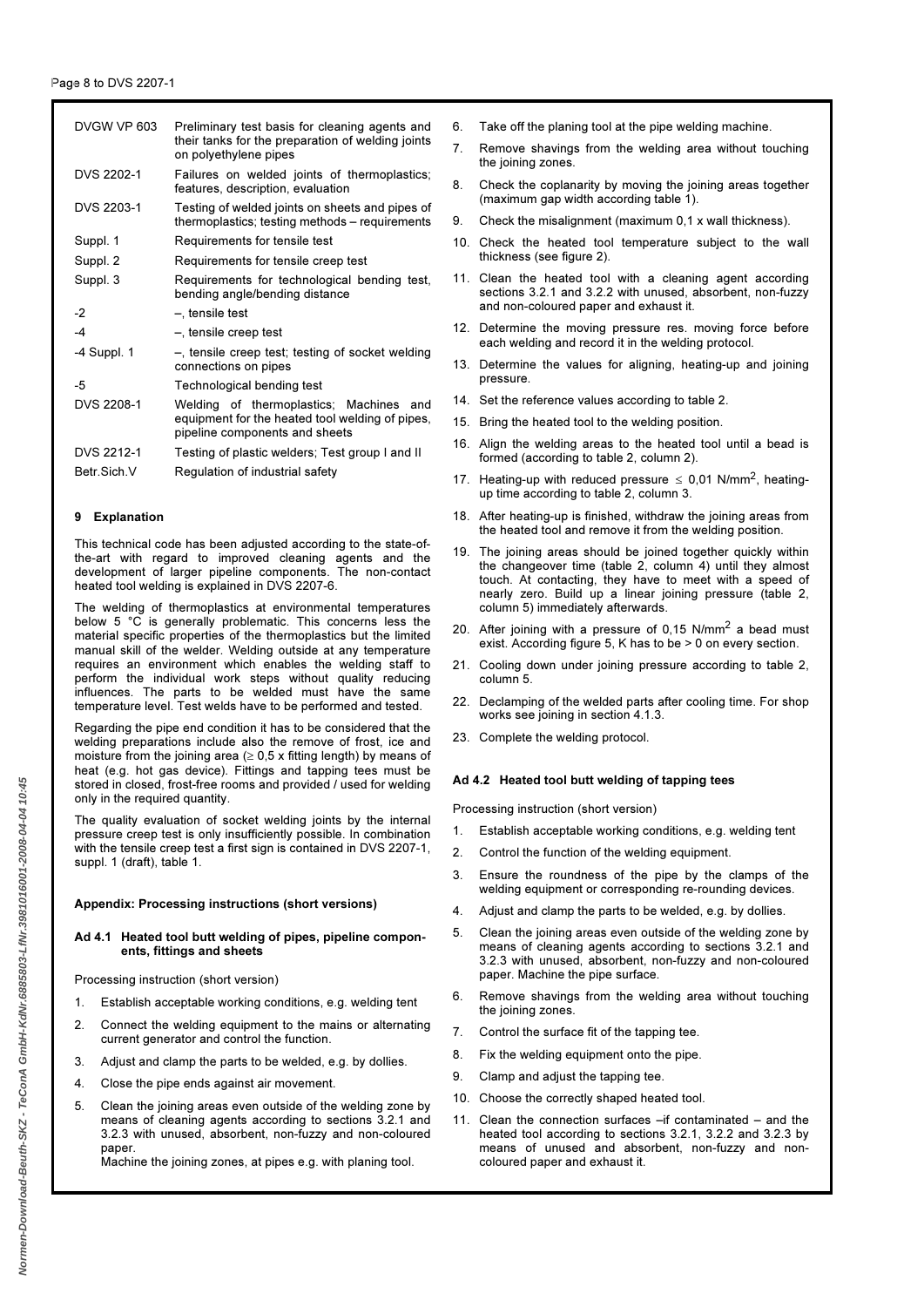| | |
|---|---|
| DVGW VP 603 | Preliminary test basis for cleaning agents and their tanks for the preparation of welding joints on polyethylene pipes |
| DVS 2202-1 | Failures on welded joints of thermoplastics; features, description, evaluation |
| DVS 2203-1 | Testing of welded joints on sheets and pipes of thermoplastics; testing methods – requirements |
| Suppl. 1 | Requirements for tensile test |
| Suppl. 2 | Requirements for tensile creep test |
| Suppl. 3 | Requirements for technological bending test, bending angle/bending distance |
| -2 | –, tensile test |
| -4 | –, tensile creep test |
| -4 Suppl. 1 | –, tensile creep test; testing of socket welding connections on pipes |
| -5 | Technological bending test |
| DVS 2208-1 | Welding of thermoplastics; Machines and equipment for the heated tool welding of pipes, pipeline components and sheets |
| DVS 2212-1 | Testing of plastic welders; Test group I and II |
| Betr.Sich.V | Regulation of industrial safety |

## 9 Explanation

This technical code has been adjusted according to the state-of-the-art with regard to improved cleaning agents and the development of larger pipeline components. The non-contact heated tool welding is explained in DVS 2207-6.

The welding of thermoplastics at environmental temperatures below 5 °C is generally problematic. This concerns less the material specific properties of the thermoplastics but the limited manual skill of the welder. Welding outside at any temperature requires an environment which enables the welding staff to perform the individual work steps without quality reducing influences. The parts to be welded must have the same temperature level. Test welds have to be performed and tested.

Regarding the pipe end condition it has to be considered that the welding preparations include also the remove of frost, ice and moisture from the joining area (≥ 0,5 x fitting length) by means of heat (e.g. hot gas device). Fittings and tapping tees must be stored in closed, frost-free rooms and provided / used for welding only in the required quantity.

The quality evaluation of socket welding joints by the internal pressure creep test is only insufficiently possible. In combination with the tensile creep test a first sign is contained in DVS 2207-1, suppl. 1 (draft), table 1.

### Appendix: Processing instructions (short versions)

#### Ad 4.1 Heated tool butt welding of pipes, pipeline components, fittings and sheets

Processing instruction (short version)

1. Establish acceptable working conditions, e.g. welding tent
2. Connect the welding equipment to the mains or alternating current generator and control the function.
3. Adjust and clamp the parts to be welded, e.g. by dollies.
4. Close the pipe ends against air movement.
5. Clean the joining areas even outside of the welding zone by means of cleaning agents according to sections 3.2.1 and 3.2.3 with unused, absorbent, non-fuzzy and non-coloured paper.
   Machine the joining zones, at pipes e.g. with planing tool.
6. Take off the planing tool at the pipe welding machine.
7. Remove shavings from the welding area without touching the joining zones.
8. Check the coplanarity by moving the joining areas together (maximum gap width according table 1).
9. Check the misalignment (maximum 0,1 x wall thickness).
10. Check the heated tool temperature subject to the wall thickness (see figure 2).
11. Clean the heated tool with a cleaning agent according sections 3.2.1 and 3.2.2 with unused, absorbent, non-fuzzy and non-coloured paper and exhaust it.
12. Determine the moving pressure res. moving force before each welding and record it in the welding protocol.
13. Determine the values for aligning, heating-up and joining pressure.
14. Set the reference values according to table 2.
15. Bring the heated tool to the welding position.
16. Align the welding areas to the heated tool until a bead is formed (according to table 2, column 2).
17. Heating-up with reduced pressure $\leq$ 0,01 N/mm$^2$, heating-up time according to table 2, column 3.
18. After heating-up is finished, withdraw the joining areas from the heated tool and remove it from the welding position.
19. The joining areas should be joined together quickly within the changeover time (table 2, column 4) until they almost touch. At contacting, they have to meet with a speed of nearly zero. Build up a linear joining pressure (table 2, column 5) immediately afterwards.
20. After joining with a pressure of 0,15 N/mm$^2$ a bead must exist. According figure 5, K has to be > 0 on every section.
21. Cooling down under joining pressure according to table 2, column 5.
22. Declamping of the welded parts after cooling time. For shop works see joining in section 4.1.3.
23. Complete the welding protocol.

#### Ad 4.2 Heated tool butt welding of tapping tees

Processing instruction (short version)

1. Establish acceptable working conditions, e.g. welding tent
2. Control the function of the welding equipment.
3. Ensure the roundness of the pipe by the clamps of the welding equipment or corresponding re-rounding devices.
4. Adjust and clamp the parts to be welded, e.g. by dollies.
5. Clean the joining areas even outside of the welding zone by means of cleaning agents according to sections 3.2.1 and 3.2.3 with unused, absorbent, non-fuzzy and non-coloured paper. Machine the pipe surface.
6. Remove shavings from the welding area without touching the joining zones.
7. Control the surface fit of the tapping tee.
8. Fix the welding equipment onto the pipe.
9. Clamp and adjust the tapping tee.
10. Choose the correctly shaped heated tool.
11. Clean the connection surfaces –if contaminated – and the heated tool according to sections 3.2.1, 3.2.2 and 3.2.3 by means of unused and absorbent, non-fuzzy and non-coloured paper and exhaust it.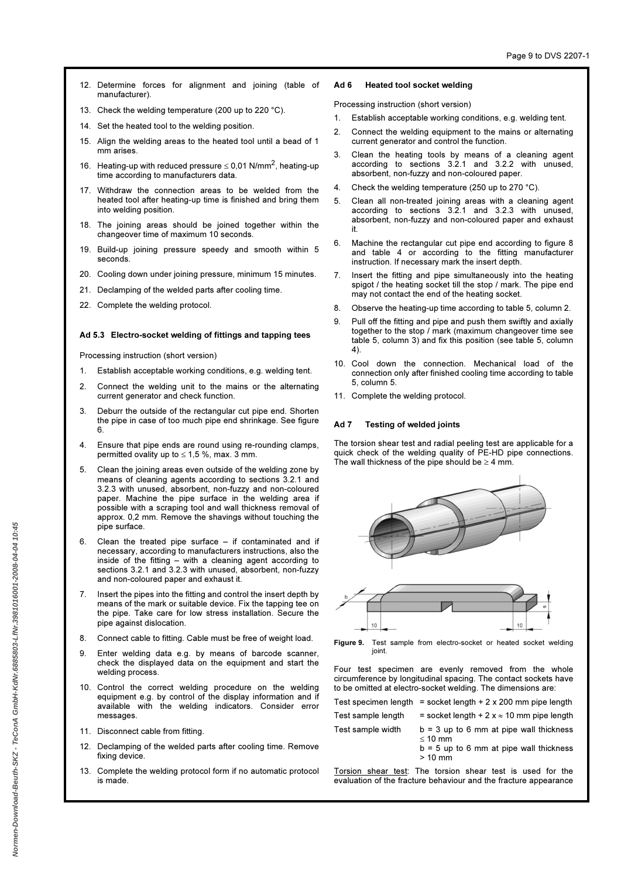12. Determine forces for alignment and joining (table of manufacturer).
13. Check the welding temperature (200 up to 220 °C).
14. Set the heated tool to the welding position.
15. Align the welding areas to the heated tool until a bead of 1 mm arises.
16. Heating-up with reduced pressure ≤ 0,01 N/mm$^2$, heating-up time according to manufacturers data.
17. Withdraw the connection areas to be welded from the heated tool after heating-up time is finished and bring them into welding position.
18. The joining areas should be joined together within the changeover time of maximum 10 seconds.
19. Build-up joining pressure speedy and smooth within 5 seconds.
20. Cooling down under joining pressure, minimum 15 minutes.
21. Declamping of the welded parts after cooling time.
22. Complete the welding protocol.

### Ad 5.3 Electro-socket welding of fittings and tapping tees

Processing instruction (short version)

1. Establish acceptable working conditions, e.g. welding tent.
2. Connect the welding unit to the mains or the alternating current generator and check function.
3. Deburr the outside of the rectangular cut pipe end. Shorten the pipe in case of too much pipe end shrinkage. See figure 6.
4. Ensure that pipe ends are round using re-rounding clamps, permitted ovality up to ≤ 1,5 %, max. 3 mm.
5. Clean the joining areas even outside of the welding zone by means of cleaning agents according to sections 3.2.1 and 3.2.3 with unused, absorbent, non-fuzzy and non-coloured paper. Machine the pipe surface in the welding area if possible with a scraping tool and wall thickness removal of approx. 0,2 mm. Remove the shavings without touching the pipe surface.
6. Clean the treated pipe surface – if contaminated and if necessary, according to manufacturers instructions, also the inside of the fitting – with a cleaning agent according to sections 3.2.1 and 3.2.3 with unused, absorbent, non-fuzzy and non-coloured paper and exhaust it.
7. Insert the pipes into the fitting and control the insert depth by means of the mark or suitable device. Fix the tapping tee on the pipe. Take care for low stress installation. Secure the pipe against dislocation.
8. Connect cable to fitting. Cable must be free of weight load.
9. Enter welding data e.g. by means of barcode scanner, check the displayed data on the equipment and start the welding process.
10. Control the correct welding procedure on the welding equipment e.g. by control of the display information and if available with the welding indicators. Consider error messages.
11. Disconnect cable from fitting.
12. Declamping of the welded parts after cooling time. Remove fixing device.
13. Complete the welding protocol form if no automatic protocol is made.

### Ad 6 Heated tool socket welding

Processing instruction (short version)

1. Establish acceptable working conditions, e.g. welding tent.
2. Connect the welding equipment to the mains or alternating current generator and control the function.
3. Clean the heating tools by means of a cleaning agent according to sections 3.2.1 and 3.2.2 with unused, absorbent, non-fuzzy and non-coloured paper.
4. Check the welding temperature (250 up to 270 °C).
5. Clean all non-treated joining areas with a cleaning agent according to sections 3.2.1 and 3.2.3 with unused, absorbent, non-fuzzy and non-coloured paper and exhaust it.
6. Machine the rectangular cut pipe end according to figure 8 and table 4 or according to the fitting manufacturer instruction. If necessary mark the insert depth.
7. Insert the fitting and pipe simultaneously into the heating spigot / the heating socket till the stop / mark. The pipe end may not contact the end of the heating socket.
8. Observe the heating-up time according to table 5, column 2.
9. Pull off the fitting and pipe and push them swiftly and axially together to the stop / mark (maximum changeover time see table 5, column 3) and fix this position (see table 5, column 4).
10. Cool down the connection. Mechanical load of the connection only after finished cooling time according to table 5, column 5.
11. Complete the welding protocol.

### Ad 7 Testing of welded joints

The torsion shear test and radial peeling test are applicable for a quick check of the welding quality of PE-HD pipe connections. The wall thickness of the pipe should be ≥ 4 mm.

**Figure 9.** Test sample from electro-socket or heated socket welding joint.

Four test specimen are evenly removed from the whole circumference by longitudinal spacing. The contact sockets have to be omitted at electro-socket welding. The dimensions are:

| | |
|---|---|
| Test specimen length | = socket length + 2 x 200 mm pipe length |
| Test sample length | = socket length + 2 x ≈ 10 mm pipe length |
| Test sample width | b = 3 up to 6 mm at pipe wall thickness ≤ 10 mm<br>b = 5 up to 6 mm at pipe wall thickness > 10 mm |

Torsion shear test: The torsion shear test is used for the evaluation of the fracture behaviour and the fracture appearance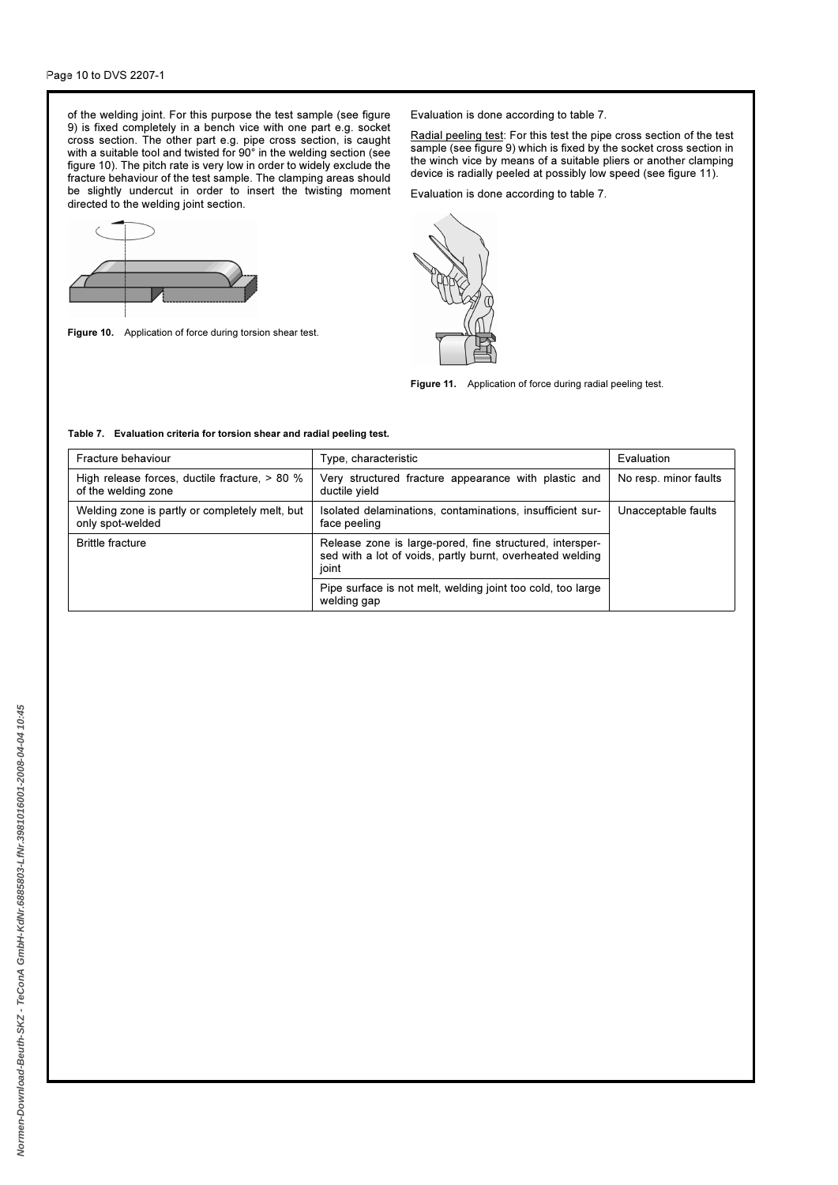of the welding joint. For this purpose the test sample (see figure 9) is fixed completely in a bench vice with one part e.g. socket cross section. The other part e.g. pipe cross section, is caught with a suitable tool and twisted for 90° in the welding section (see figure 10). The pitch rate is very low in order to widely exclude the fracture behaviour of the test sample. The clamping areas should be slightly undercut in order to insert the twisting moment directed to the welding joint section.

**Figure 10.** Application of force during torsion shear test.

Evaluation is done according to table 7.

Radial peeling test: For this test the pipe cross section of the test sample (see figure 9) which is fixed by the socket cross section in the winch vice by means of a suitable pliers or another clamping device is radially peeled at possibly low speed (see figure 11).

Evaluation is done according to table 7.

**Figure 11.** Application of force during radial peeling test.

**Table 7. Evaluation criteria for torsion shear and radial peeling test.**

| Fracture behaviour | Type, characteristic | Evaluation |
| --- | --- | --- |
| High release forces, ductile fracture, > 80 % of the welding zone | Very structured fracture appearance with plastic and ductile yield | No resp. minor faults |
| Welding zone is partly or completely melt, but only spot-welded | Isolated delaminations, contaminations, insufficient surface peeling | Unacceptable faults |
| Brittle fracture | Release zone is large-pored, fine structured, interspersed with a lot of voids, partly burnt, overheated welding joint | |
| | Pipe surface is not melt, welding joint too cold, too large welding gap | |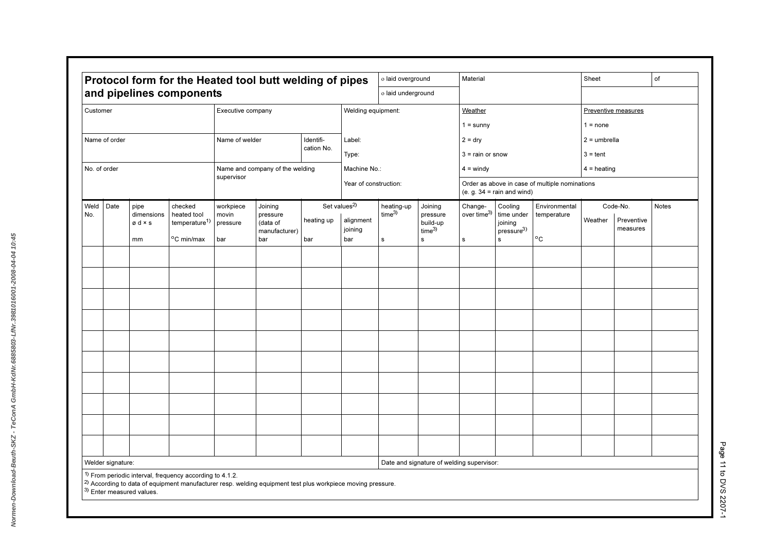# Protocol form for the Heated tool butt welding of pipes and pipelines components

| ο laid overground | Material | Sheet | of |
|---|---|---|---|
| ο laid underground | | | |

| Customer | Executive company | | Welding equipment: | Weather | Preventive measures |
|---|---|---|---|---|---|
| | | | | 1 = sunny | 1 = none |
| Name of order | Name of welder | Identification No. | Label: | 2 = dry | 2 = umbrella |
| | | | Type: | 3 = rain or snow | 3 = tent |
| No. of order | Name and company of the welding supervisor | | Machine No.: | 4 = windy | 4 = heating |
| | | | Year of construction: | Order as above in case of multiple nominations (e. g. 34 = rain and wind) | |

| Weld No. | Date | pipe dimensions ø d × s | checked heated tool temperature[1] | workpiece movin pressure | Joining pressure (data of manufacturer) | Set values[2] | | heating-up time[3] | Joining pressure build-up time[3] | Change-over time[3] | Cooling time under joining pressure[3] | Environmental temperature | Code-No. | | Notes |
|---|---|---|---|---|---|---|---|---|---|---|---|---|---|---|---|
| | | | | | | heating up | alignment joining | | | | | | Weather | Preventive measures | |
| | | mm | °C min/max | bar | bar | bar | bar | s | s | s | s | °C | | | |
| | | | | | | | | | | | | | | | |
| | | | | | | | | | | | | | | | |
| | | | | | | | | | | | | | | | |
| | | | | | | | | | | | | | | | |
| | | | | | | | | | | | | | | | |
| | | | | | | | | | | | | | | | |
| | | | | | | | | | | | | | | | |
| | | | | | | | | | | | | | | | |
| | | | | | | | | | | | | | | | |
| | | | | | | | | | | | | | | | |

Welder signature:

Date and signature of welding supervisor:

[1] From periodic interval, frequency according to 4.1.2.
[2] According to data of equipment manufacturer resp. welding equipment test plus workpiece moving pressure.
[3] Enter measured values.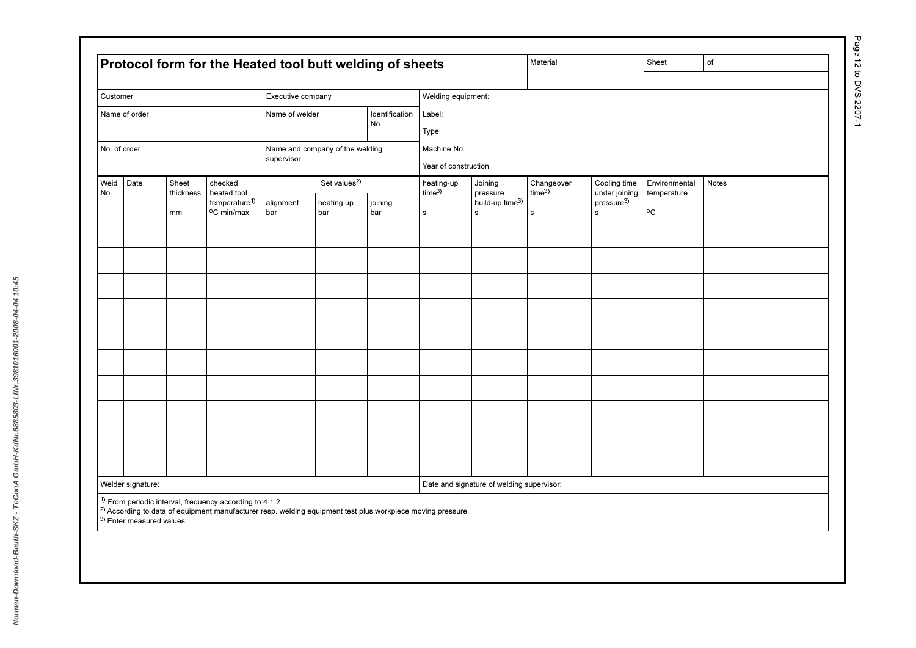# Protocol form for the Heated tool butt welding of sheets

| Material | Sheet | of |
|---|---|---|
| | | |

| Customer | Executive company | | Welding equipment: |
|---|---|---|---|
| Name of order | Name of welder | Identification No. | Label:<br>Type: |
| No. of order | Name and company of the welding supervisor | | Machine No.<br>Year of construction |

| Weld No. | Date | Sheet thickness | checked heated tool temperature[1] | Set values[2] | | | heating-up time[3] | Joining pressure build-up time[3] | Changeover time[3] | Cooling time under joining pressure[3] | Environmental temperature | Notes |
|---|---|---|---|---|---|---|---|---|---|---|---|---|
| | | mm | °C min/max | alignment bar | heating up bar | joining bar | s | s | s | s | °C | |
| | | | | | | | | | | | | |
| | | | | | | | | | | | | |
| | | | | | | | | | | | | |
| | | | | | | | | | | | | |
| | | | | | | | | | | | | |
| | | | | | | | | | | | | |
| | | | | | | | | | | | | |
| | | | | | | | | | | | | |
| | | | | | | | | | | | | |
| | | | | | | | | | | | | |

| Welder signature: | Date and signature of welding supervisor: |
|---|---|

[1] From periodic interval, frequency according to 4.1.2.
[2] According to data of equipment manufacturer resp. welding equipment test plus workpiece moving pressure.
[3] Enter measured values.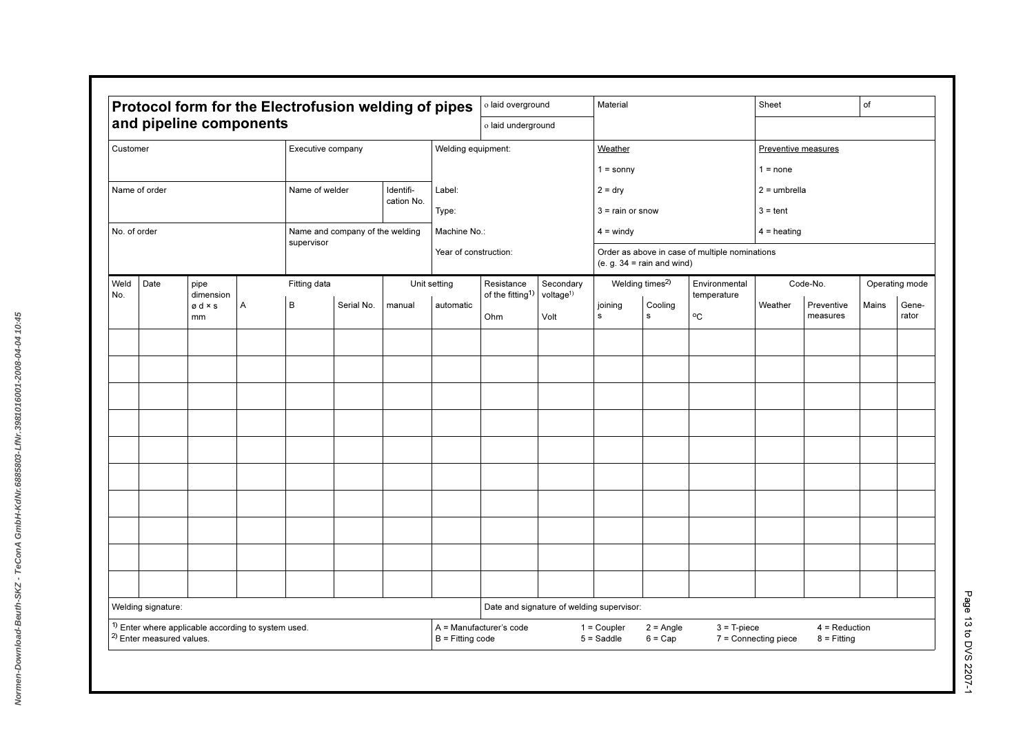# Protocol form for the Electrofusion welding of pipes and pipeline components

| | | |
|---|---|---|
| o laid overground | Material | Sheet of |
| o laid underground | | |

| Customer | Executive company | | Welding equipment: | Weather | Preventive measures |
|---|---|---|---|---|---|
| | | | | 1 = sonny | 1 = none |
| Name of order | Name of welder | Identifi-cation No. | Label: | 2 = dry | 2 = umbrella |
| | | | Type: | 3 = rain or snow | 3 = tent |
| No. of order | Name and company of the welding supervisor | | Machine No.: | 4 = windy | 4 = heating |
| | | | Year of construction: | Order as above in case of multiple nominations (e. g. 34 = rain and wind) | |

| Weld No. | Date | pipe dimension | Fitting data | | | Unit setting | | Resistance of the fitting[1] | Secondary voltage[1] | Welding times[2] | | Environmental temperature | Code-No. | | Operating mode | |
|---|---|---|---|---|---|---|---|---|---|---|---|---|---|---|---|---|
| | | ø d × s mm | A | B | Serial No. | manual | automatic | Ohm | Volt | joining s | Cooling s | °C | Weather | Preventive measures | Mains | Gene-rator |
| | | | | | | | | | | | | | | | | |
| | | | | | | | | | | | | | | | | |
| | | | | | | | | | | | | | | | | |
| | | | | | | | | | | | | | | | | |
| | | | | | | | | | | | | | | | | |
| | | | | | | | | | | | | | | | | |
| | | | | | | | | | | | | | | | | |
| | | | | | | | | | | | | | | | | |
| | | | | | | | | | | | | | | | | |
| | | | | | | | | | | | | | | | | |

Welding signature:

Date and signature of welding supervisor:

[1] Enter where applicable according to system used.
[2] Enter measured values.

A = Manufacturer's code
B = Fitting code

1 = Coupler, 2 = Angle, 3 = T-piece, 4 = Reduction
5 = Saddle, 6 = Cap, 7 = Connecting piece, 8 = Fitting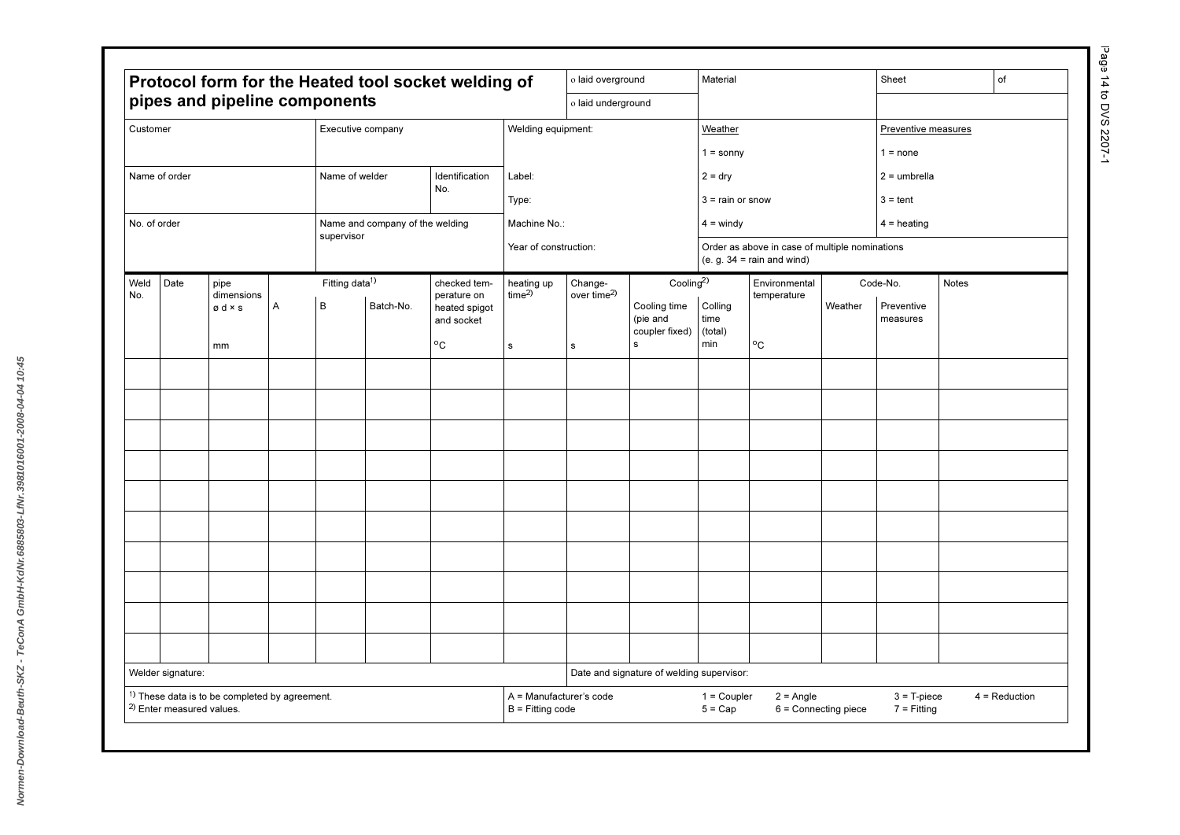## Protocol form for the Heated tool socket welding of pipes and pipeline components

| | | | |
|---|---|---|---|
| ο laid overground | Material | Sheet | of |
| ο laid underground | | | |

| Customer | Executive company | | Welding equipment: | Weather | Preventive measures |
|---|---|---|---|---|---|
| | | | | 1 = sonny | 1 = none |
| Name of order | Name of welder | Identification No. | Label: | 2 = dry | 2 = umbrella |
| | | | Type: | 3 = rain or snow | 3 = tent |
| No. of order | Name and company of the welding supervisor | | Machine No.: | 4 = windy | 4 = heating |
| | | | Year of construction: | Order as above in case of multiple nominations (e. g. 34 = rain and wind) | |

| Weld No. | Date | pipe dimensions ø d × s | Fitting data[1] | | | checked temperature on heated spigot and socket | heating up time[2] | Change-over time[2] | Cooling[2] | | Environmental temperature | Code-No. | | Notes |
|---|---|---|---|---|---|---|---|---|---|---|---|---|---|---|
| | | | A | B | Batch-No. | | | | Cooling time (pie and coupler fixed) | Colling time (total) | | Weather | Preventive measures | |
| | | mm | | | | °C | s | s | s | min | °C | | | |
| | | | | | | | | | | | | | | |
| | | | | | | | | | | | | | | |
| | | | | | | | | | | | | | | |
| | | | | | | | | | | | | | | |
| | | | | | | | | | | | | | | |
| | | | | | | | | | | | | | | |
| | | | | | | | | | | | | | | |
| | | | | | | | | | | | | | | |
| | | | | | | | | | | | | | | |
| | | | | | | | | | | | | | | |

Welder signature:

Date and signature of welding supervisor:

[1] These data is to be completed by agreement.
[2] Enter measured values.

A = Manufacturer's code
B = Fitting code

1 = Coupler   2 = Angle   3 = T-piece   4 = Reduction
5 = Cap   6 = Connecting piece   7 = Fitting